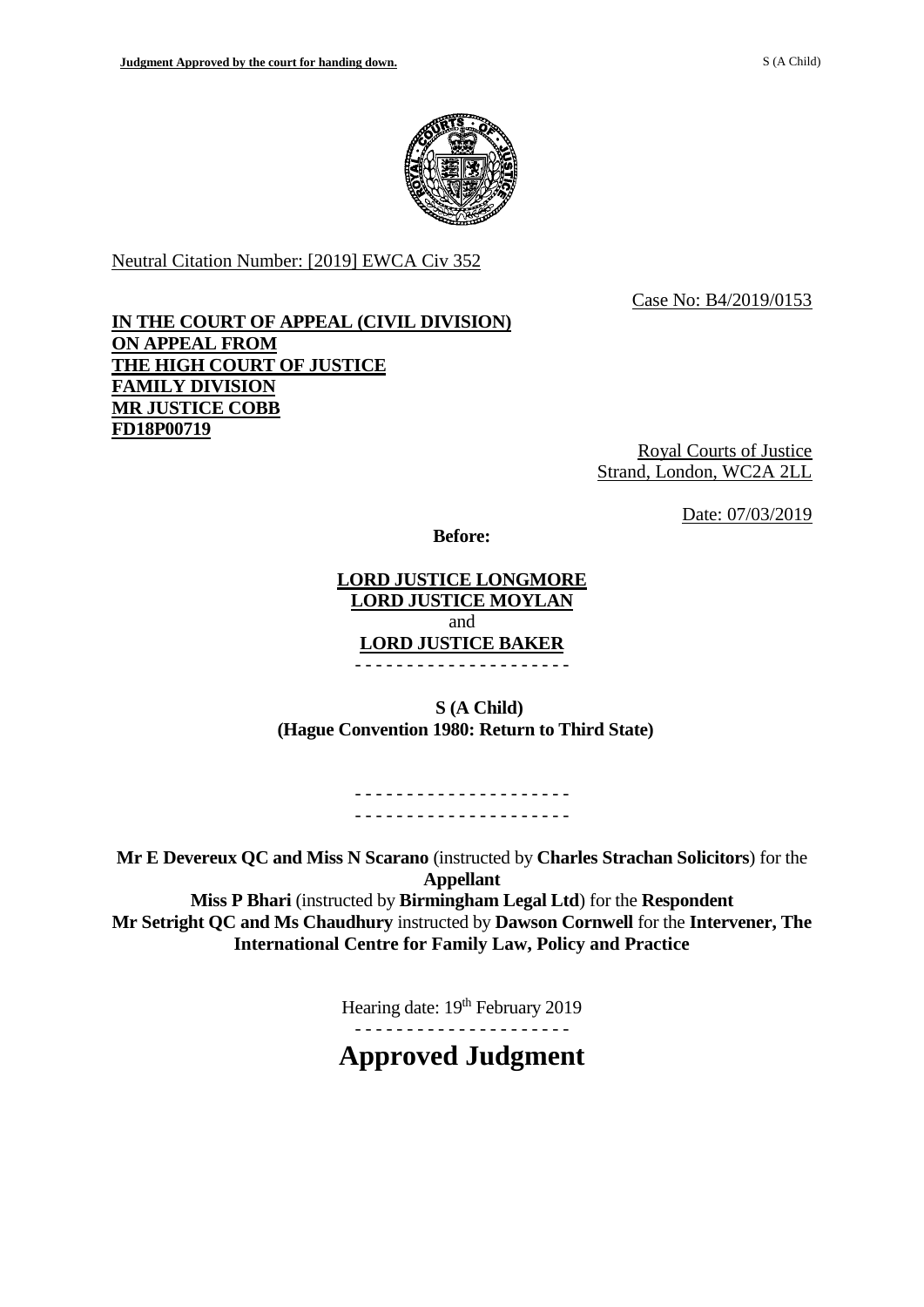Neutral Citation Number: [2019] EWCA Civ 352

Case No: B4/2019/0153

**IN THE COURT OF APPEAL (CIVIL DIVISION)**
**ON APPEAL FROM**
**THE HIGH COURT OF JUSTICE**
**FAMILY DIVISION**
**MR JUSTICE COBB**
**FD18P00719**

Royal Courts of Justice
Strand, London, WC2A 2LL

Date: 07/03/2019

**Before:**

**LORD JUSTICE LONGMORE**
**LORD JUSTICE MOYLAN**
and
**LORD JUSTICE BAKER**

- - - - - - - - - - - - - - - - - - - - -

**S (A Child)**
**(Hague Convention 1980: Return to Third State)**

- - - - - - - - - - - - - - - - - - - - -
- - - - - - - - - - - - - - - - - - - - -

**Mr E Devereux QC and Miss N Scarano** (instructed by **Charles Strachan Solicitors**) for the **Appellant**
**Miss P Bhari** (instructed by **Birmingham Legal Ltd**) for the **Respondent**
**Mr Setright QC and Ms Chaudhury** instructed by **Dawson Cornwell** for the **Intervener, The International Centre for Family Law, Policy and Practice**

Hearing date: 19th February 2019

- - - - - - - - - - - - - - - - - - - - -

# Approved Judgment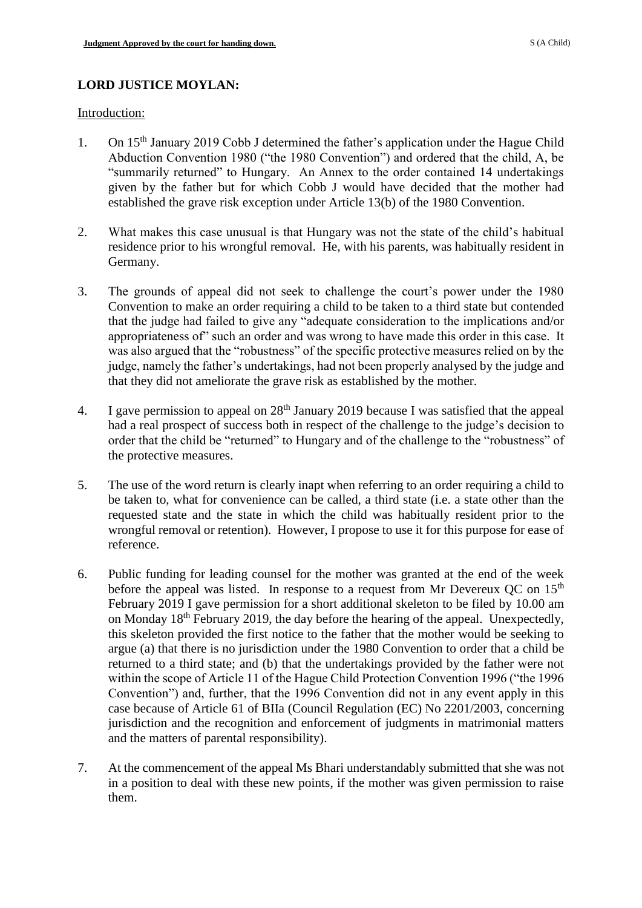## LORD JUSTICE MOYLAN:

Introduction:

1. On 15th January 2019 Cobb J determined the father's application under the Hague Child Abduction Convention 1980 ("the 1980 Convention") and ordered that the child, A, be "summarily returned" to Hungary. An Annex to the order contained 14 undertakings given by the father but for which Cobb J would have decided that the mother had established the grave risk exception under Article 13(b) of the 1980 Convention.

2. What makes this case unusual is that Hungary was not the state of the child's habitual residence prior to his wrongful removal. He, with his parents, was habitually resident in Germany.

3. The grounds of appeal did not seek to challenge the court's power under the 1980 Convention to make an order requiring a child to be taken to a third state but contended that the judge had failed to give any "adequate consideration to the implications and/or appropriateness of" such an order and was wrong to have made this order in this case. It was also argued that the "robustness" of the specific protective measures relied on by the judge, namely the father's undertakings, had not been properly analysed by the judge and that they did not ameliorate the grave risk as established by the mother.

4. I gave permission to appeal on 28th January 2019 because I was satisfied that the appeal had a real prospect of success both in respect of the challenge to the judge's decision to order that the child be "returned" to Hungary and of the challenge to the "robustness" of the protective measures.

5. The use of the word return is clearly inapt when referring to an order requiring a child to be taken to, what for convenience can be called, a third state (i.e. a state other than the requested state and the state in which the child was habitually resident prior to the wrongful removal or retention). However, I propose to use it for this purpose for ease of reference.

6. Public funding for leading counsel for the mother was granted at the end of the week before the appeal was listed. In response to a request from Mr Devereux QC on 15th February 2019 I gave permission for a short additional skeleton to be filed by 10.00 am on Monday 18th February 2019, the day before the hearing of the appeal. Unexpectedly, this skeleton provided the first notice to the father that the mother would be seeking to argue (a) that there is no jurisdiction under the 1980 Convention to order that a child be returned to a third state; and (b) that the undertakings provided by the father were not within the scope of Article 11 of the Hague Child Protection Convention 1996 ("the 1996 Convention") and, further, that the 1996 Convention did not in any event apply in this case because of Article 61 of BIIa (Council Regulation (EC) No 2201/2003, concerning jurisdiction and the recognition and enforcement of judgments in matrimonial matters and the matters of parental responsibility).

7. At the commencement of the appeal Ms Bhari understandably submitted that she was not in a position to deal with these new points, if the mother was given permission to raise them.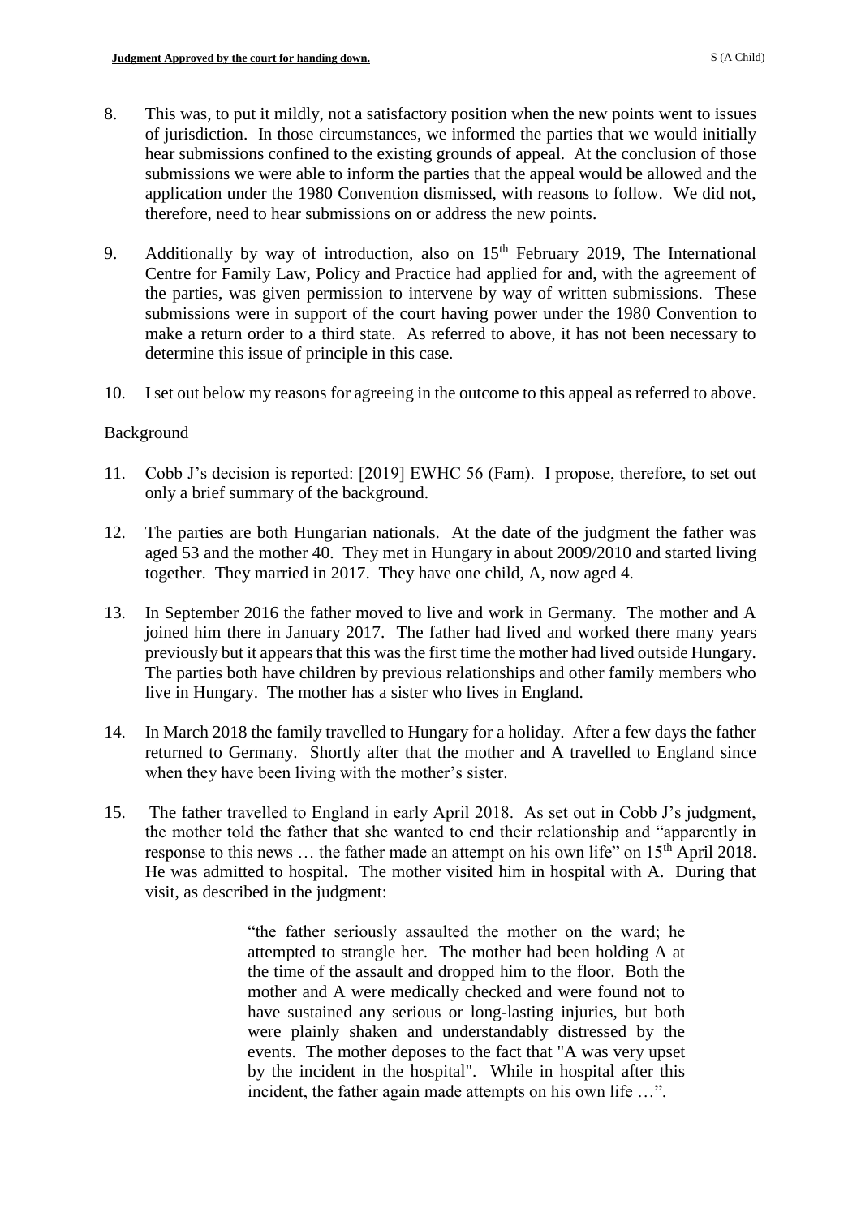8. This was, to put it mildly, not a satisfactory position when the new points went to issues of jurisdiction. In those circumstances, we informed the parties that we would initially hear submissions confined to the existing grounds of appeal. At the conclusion of those submissions we were able to inform the parties that the appeal would be allowed and the application under the 1980 Convention dismissed, with reasons to follow. We did not, therefore, need to hear submissions on or address the new points.

9. Additionally by way of introduction, also on 15th February 2019, The International Centre for Family Law, Policy and Practice had applied for and, with the agreement of the parties, was given permission to intervene by way of written submissions. These submissions were in support of the court having power under the 1980 Convention to make a return order to a third state. As referred to above, it has not been necessary to determine this issue of principle in this case.

10. I set out below my reasons for agreeing in the outcome to this appeal as referred to above.

## Background

11. Cobb J's decision is reported: [2019] EWHC 56 (Fam). I propose, therefore, to set out only a brief summary of the background.

12. The parties are both Hungarian nationals. At the date of the judgment the father was aged 53 and the mother 40. They met in Hungary in about 2009/2010 and started living together. They married in 2017. They have one child, A, now aged 4.

13. In September 2016 the father moved to live and work in Germany. The mother and A joined him there in January 2017. The father had lived and worked there many years previously but it appears that this was the first time the mother had lived outside Hungary. The parties both have children by previous relationships and other family members who live in Hungary. The mother has a sister who lives in England.

14. In March 2018 the family travelled to Hungary for a holiday. After a few days the father returned to Germany. Shortly after that the mother and A travelled to England since when they have been living with the mother's sister.

15. The father travelled to England in early April 2018. As set out in Cobb J's judgment, the mother told the father that she wanted to end their relationship and "apparently in response to this news … the father made an attempt on his own life" on 15th April 2018. He was admitted to hospital. The mother visited him in hospital with A. During that visit, as described in the judgment:

> "the father seriously assaulted the mother on the ward; he attempted to strangle her. The mother had been holding A at the time of the assault and dropped him to the floor. Both the mother and A were medically checked and were found not to have sustained any serious or long-lasting injuries, but both were plainly shaken and understandably distressed by the events. The mother deposes to the fact that "A was very upset by the incident in the hospital". While in hospital after this incident, the father again made attempts on his own life …".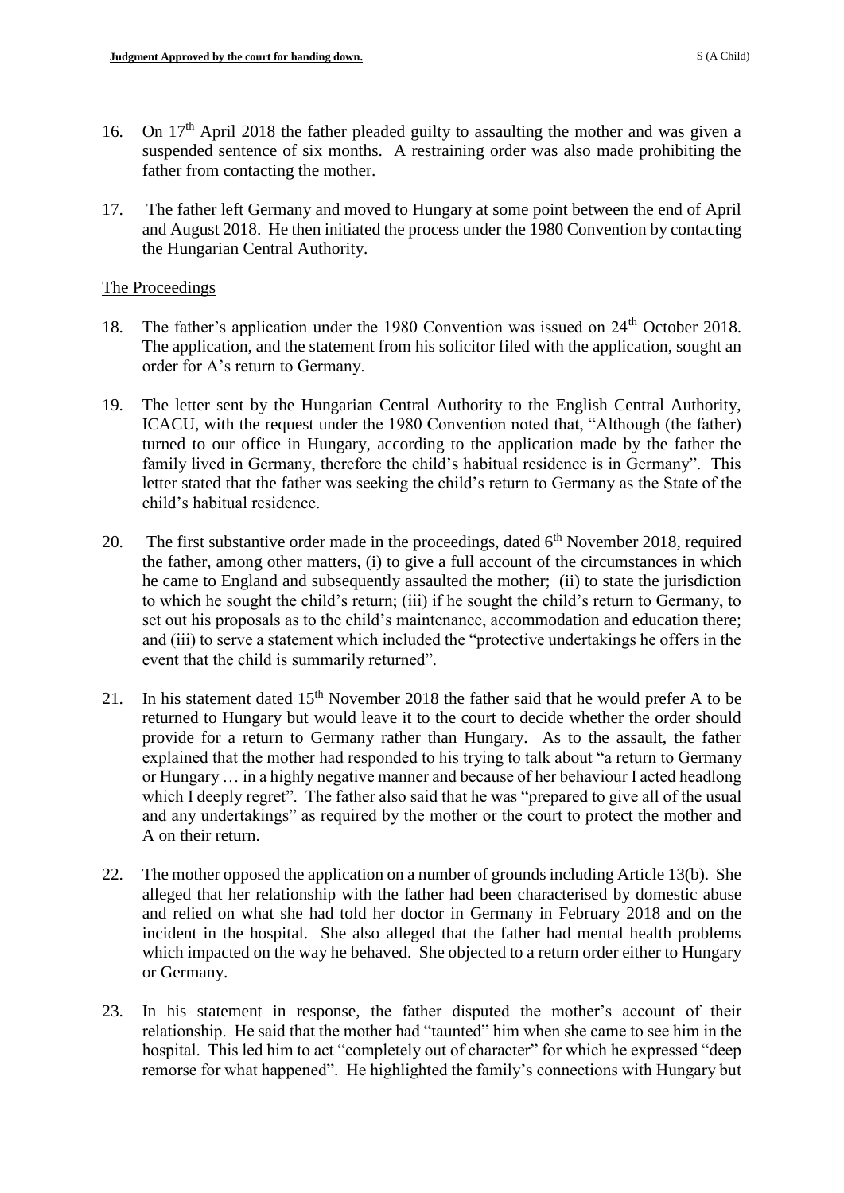16. On 17th April 2018 the father pleaded guilty to assaulting the mother and was given a suspended sentence of six months. A restraining order was also made prohibiting the father from contacting the mother.

17. The father left Germany and moved to Hungary at some point between the end of April and August 2018. He then initiated the process under the 1980 Convention by contacting the Hungarian Central Authority.

## The Proceedings

18. The father's application under the 1980 Convention was issued on 24th October 2018. The application, and the statement from his solicitor filed with the application, sought an order for A's return to Germany.

19. The letter sent by the Hungarian Central Authority to the English Central Authority, ICACU, with the request under the 1980 Convention noted that, "Although (the father) turned to our office in Hungary, according to the application made by the father the family lived in Germany, therefore the child's habitual residence is in Germany". This letter stated that the father was seeking the child's return to Germany as the State of the child's habitual residence.

20. The first substantive order made in the proceedings, dated 6th November 2018, required the father, among other matters, (i) to give a full account of the circumstances in which he came to England and subsequently assaulted the mother; (ii) to state the jurisdiction to which he sought the child's return; (iii) if he sought the child's return to Germany, to set out his proposals as to the child's maintenance, accommodation and education there; and (iii) to serve a statement which included the "protective undertakings he offers in the event that the child is summarily returned".

21. In his statement dated 15th November 2018 the father said that he would prefer A to be returned to Hungary but would leave it to the court to decide whether the order should provide for a return to Germany rather than Hungary. As to the assault, the father explained that the mother had responded to his trying to talk about "a return to Germany or Hungary … in a highly negative manner and because of her behaviour I acted headlong which I deeply regret". The father also said that he was "prepared to give all of the usual and any undertakings" as required by the mother or the court to protect the mother and A on their return.

22. The mother opposed the application on a number of grounds including Article 13(b). She alleged that her relationship with the father had been characterised by domestic abuse and relied on what she had told her doctor in Germany in February 2018 and on the incident in the hospital. She also alleged that the father had mental health problems which impacted on the way he behaved. She objected to a return order either to Hungary or Germany.

23. In his statement in response, the father disputed the mother's account of their relationship. He said that the mother had "taunted" him when she came to see him in the hospital. This led him to act "completely out of character" for which he expressed "deep remorse for what happened". He highlighted the family's connections with Hungary but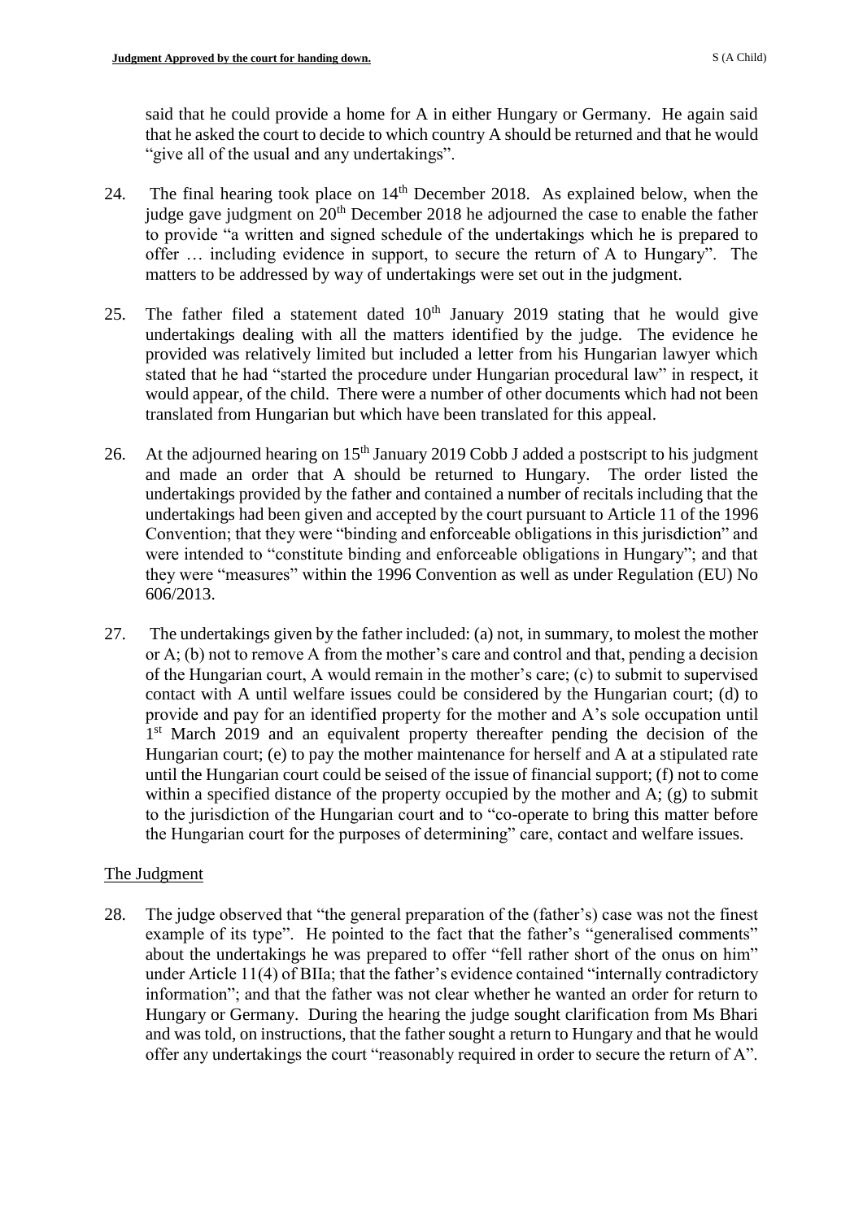said that he could provide a home for A in either Hungary or Germany. He again said that he asked the court to decide to which country A should be returned and that he would "give all of the usual and any undertakings".

24. The final hearing took place on 14th December 2018. As explained below, when the judge gave judgment on 20th December 2018 he adjourned the case to enable the father to provide "a written and signed schedule of the undertakings which he is prepared to offer … including evidence in support, to secure the return of A to Hungary". The matters to be addressed by way of undertakings were set out in the judgment.

25. The father filed a statement dated 10th January 2019 stating that he would give undertakings dealing with all the matters identified by the judge. The evidence he provided was relatively limited but included a letter from his Hungarian lawyer which stated that he had "started the procedure under Hungarian procedural law" in respect, it would appear, of the child. There were a number of other documents which had not been translated from Hungarian but which have been translated for this appeal.

26. At the adjourned hearing on 15th January 2019 Cobb J added a postscript to his judgment and made an order that A should be returned to Hungary. The order listed the undertakings provided by the father and contained a number of recitals including that the undertakings had been given and accepted by the court pursuant to Article 11 of the 1996 Convention; that they were "binding and enforceable obligations in this jurisdiction" and were intended to "constitute binding and enforceable obligations in Hungary"; and that they were "measures" within the 1996 Convention as well as under Regulation (EU) No 606/2013.

27. The undertakings given by the father included: (a) not, in summary, to molest the mother or A; (b) not to remove A from the mother's care and control and that, pending a decision of the Hungarian court, A would remain in the mother's care; (c) to submit to supervised contact with A until welfare issues could be considered by the Hungarian court; (d) to provide and pay for an identified property for the mother and A's sole occupation until 1st March 2019 and an equivalent property thereafter pending the decision of the Hungarian court; (e) to pay the mother maintenance for herself and A at a stipulated rate until the Hungarian court could be seised of the issue of financial support; (f) not to come within a specified distance of the property occupied by the mother and A; (g) to submit to the jurisdiction of the Hungarian court and to "co-operate to bring this matter before the Hungarian court for the purposes of determining" care, contact and welfare issues.

## The Judgment

28. The judge observed that "the general preparation of the (father's) case was not the finest example of its type". He pointed to the fact that the father's "generalised comments" about the undertakings he was prepared to offer "fell rather short of the onus on him" under Article 11(4) of BIIa; that the father's evidence contained "internally contradictory information"; and that the father was not clear whether he wanted an order for return to Hungary or Germany. During the hearing the judge sought clarification from Ms Bhari and was told, on instructions, that the father sought a return to Hungary and that he would offer any undertakings the court "reasonably required in order to secure the return of A".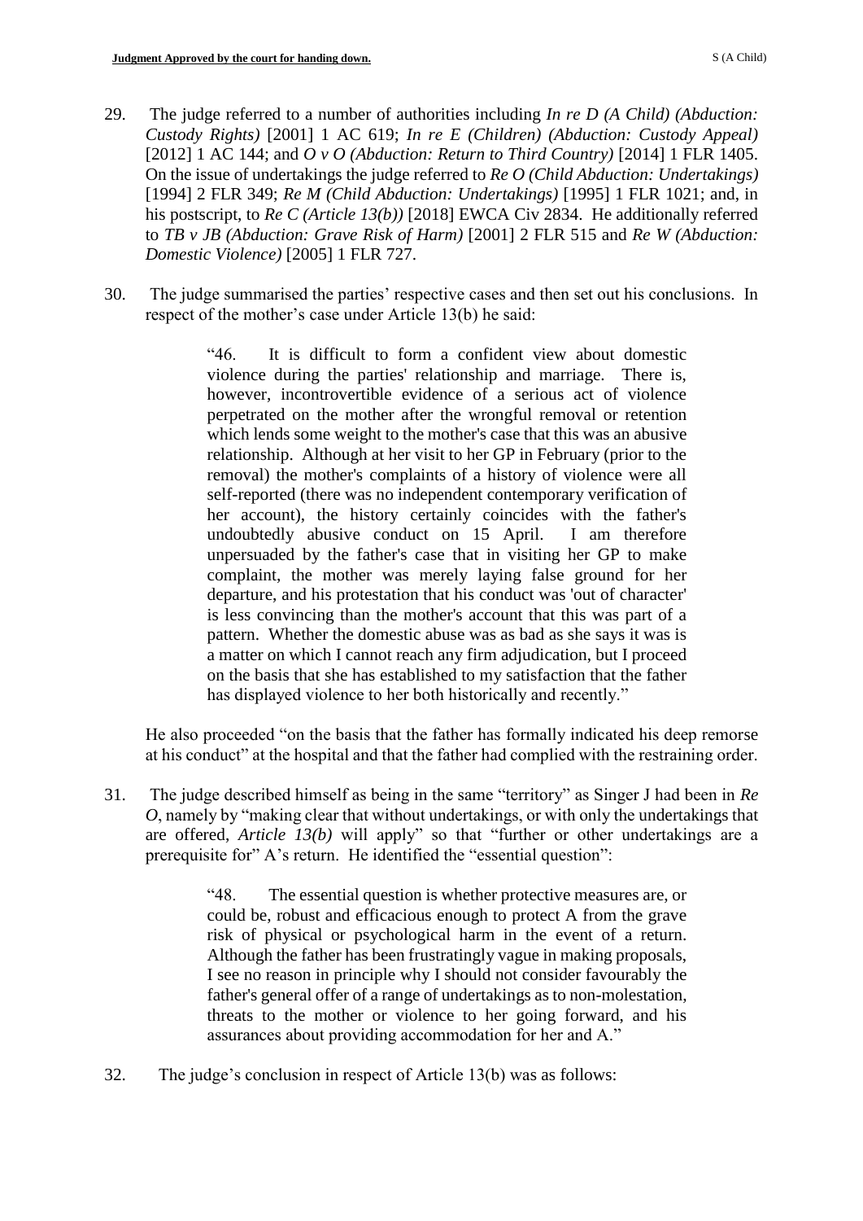29. The judge referred to a number of authorities including *In re D (A Child) (Abduction: Custody Rights)* [2001] 1 AC 619; *In re E (Children) (Abduction: Custody Appeal)* [2012] 1 AC 144; and *O v O (Abduction: Return to Third Country)* [2014] 1 FLR 1405. On the issue of undertakings the judge referred to *Re O (Child Abduction: Undertakings)* [1994] 2 FLR 349; *Re M (Child Abduction: Undertakings)* [1995] 1 FLR 1021; and, in his postscript, to *Re C (Article 13(b))* [2018] EWCA Civ 2834. He additionally referred to *TB v JB (Abduction: Grave Risk of Harm)* [2001] 2 FLR 515 and *Re W (Abduction: Domestic Violence)* [2005] 1 FLR 727.

30. The judge summarised the parties' respective cases and then set out his conclusions. In respect of the mother's case under Article 13(b) he said:

> "46. It is difficult to form a confident view about domestic violence during the parties' relationship and marriage. There is, however, incontrovertible evidence of a serious act of violence perpetrated on the mother after the wrongful removal or retention which lends some weight to the mother's case that this was an abusive relationship. Although at her visit to her GP in February (prior to the removal) the mother's complaints of a history of violence were all self-reported (there was no independent contemporary verification of her account), the history certainly coincides with the father's undoubtedly abusive conduct on 15 April. I am therefore unpersuaded by the father's case that in visiting her GP to make complaint, the mother was merely laying false ground for her departure, and his protestation that his conduct was 'out of character' is less convincing than the mother's account that this was part of a pattern. Whether the domestic abuse was as bad as she says it was is a matter on which I cannot reach any firm adjudication, but I proceed on the basis that she has established to my satisfaction that the father has displayed violence to her both historically and recently."

He also proceeded "on the basis that the father has formally indicated his deep remorse at his conduct" at the hospital and that the father had complied with the restraining order.

31. The judge described himself as being in the same "territory" as Singer J had been in *Re O*, namely by "making clear that without undertakings, or with only the undertakings that are offered, *Article 13(b)* will apply" so that "further or other undertakings are a prerequisite for" A's return. He identified the "essential question":

> "48. The essential question is whether protective measures are, or could be, robust and efficacious enough to protect A from the grave risk of physical or psychological harm in the event of a return. Although the father has been frustratingly vague in making proposals, I see no reason in principle why I should not consider favourably the father's general offer of a range of undertakings as to non-molestation, threats to the mother or violence to her going forward, and his assurances about providing accommodation for her and A."

32. The judge's conclusion in respect of Article 13(b) was as follows: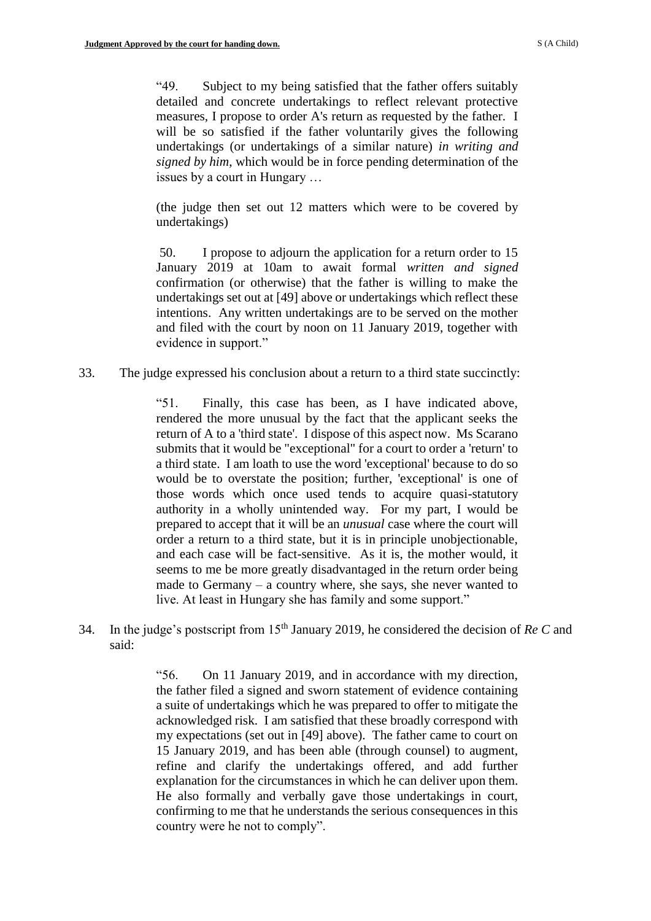> "49. Subject to my being satisfied that the father offers suitably detailed and concrete undertakings to reflect relevant protective measures, I propose to order A's return as requested by the father. I will be so satisfied if the father voluntarily gives the following undertakings (or undertakings of a similar nature) *in writing and signed by him*, which would be in force pending determination of the issues by a court in Hungary …
>
> (the judge then set out 12 matters which were to be covered by undertakings)
>
> 50. I propose to adjourn the application for a return order to 15 January 2019 at 10am to await formal *written and signed* confirmation (or otherwise) that the father is willing to make the undertakings set out at [49] above or undertakings which reflect these intentions. Any written undertakings are to be served on the mother and filed with the court by noon on 11 January 2019, together with evidence in support."

33. The judge expressed his conclusion about a return to a third state succinctly:

> "51. Finally, this case has been, as I have indicated above, rendered the more unusual by the fact that the applicant seeks the return of A to a 'third state'. I dispose of this aspect now. Ms Scarano submits that it would be "exceptional" for a court to order a 'return' to a third state. I am loath to use the word 'exceptional' because to do so would be to overstate the position; further, 'exceptional' is one of those words which once used tends to acquire quasi-statutory authority in a wholly unintended way. For my part, I would be prepared to accept that it will be an *unusual* case where the court will order a return to a third state, but it is in principle unobjectionable, and each case will be fact-sensitive. As it is, the mother would, it seems to me be more greatly disadvantaged in the return order being made to Germany – a country where, she says, she never wanted to live. At least in Hungary she has family and some support."

34. In the judge's postscript from 15th January 2019, he considered the decision of *Re C* and said:

> "56. On 11 January 2019, and in accordance with my direction, the father filed a signed and sworn statement of evidence containing a suite of undertakings which he was prepared to offer to mitigate the acknowledged risk. I am satisfied that these broadly correspond with my expectations (set out in [49] above). The father came to court on 15 January 2019, and has been able (through counsel) to augment, refine and clarify the undertakings offered, and add further explanation for the circumstances in which he can deliver upon them. He also formally and verbally gave those undertakings in court, confirming to me that he understands the serious consequences in this country were he not to comply".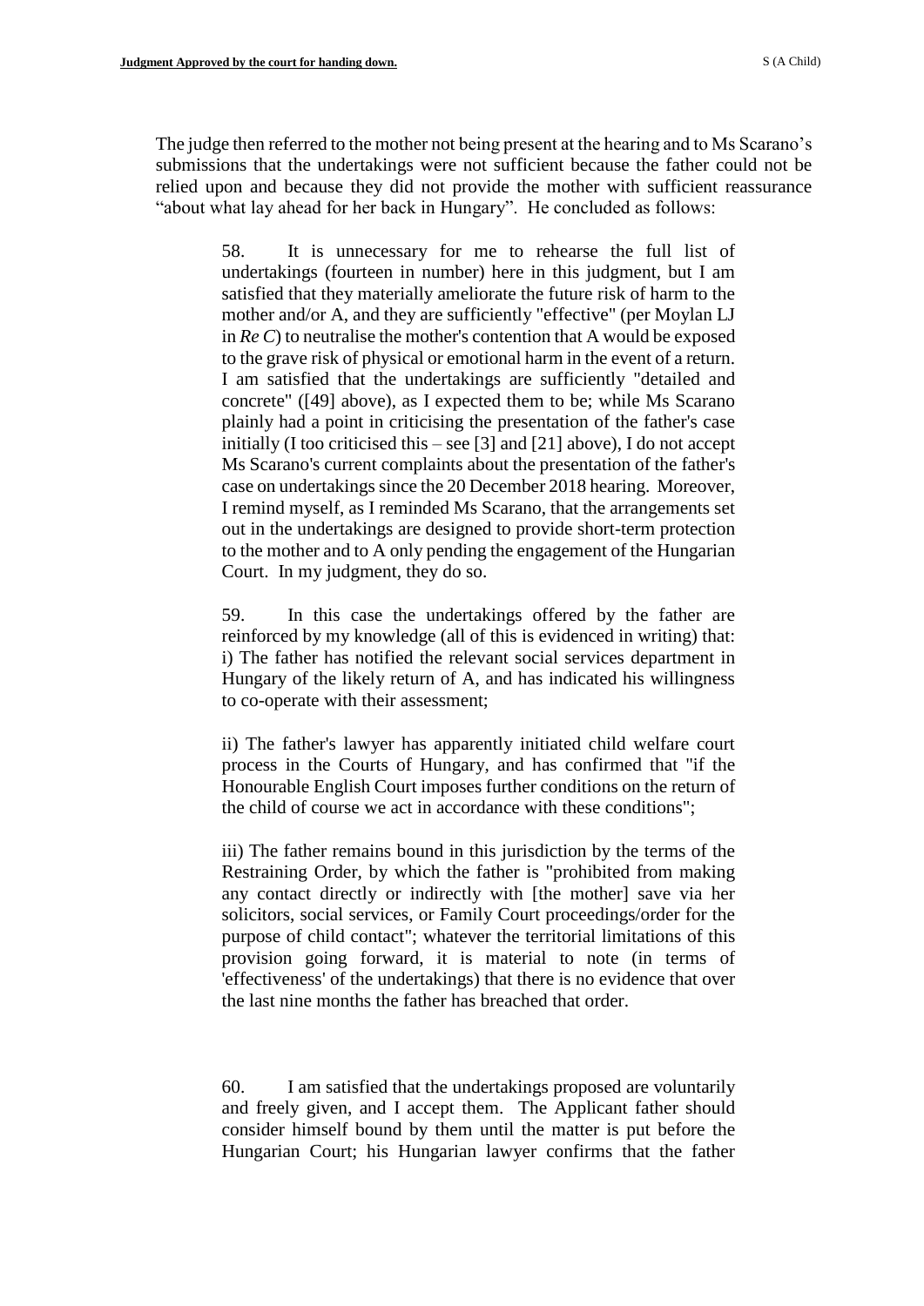The judge then referred to the mother not being present at the hearing and to Ms Scarano's submissions that the undertakings were not sufficient because the father could not be relied upon and because they did not provide the mother with sufficient reassurance "about what lay ahead for her back in Hungary". He concluded as follows:

> 58. It is unnecessary for me to rehearse the full list of undertakings (fourteen in number) here in this judgment, but I am satisfied that they materially ameliorate the future risk of harm to the mother and/or A, and they are sufficiently "effective" (per Moylan LJ in *Re C*) to neutralise the mother's contention that A would be exposed to the grave risk of physical or emotional harm in the event of a return. I am satisfied that the undertakings are sufficiently "detailed and concrete" ([49] above), as I expected them to be; while Ms Scarano plainly had a point in criticising the presentation of the father's case initially (I too criticised this – see [3] and [21] above), I do not accept Ms Scarano's current complaints about the presentation of the father's case on undertakings since the 20 December 2018 hearing. Moreover, I remind myself, as I reminded Ms Scarano, that the arrangements set out in the undertakings are designed to provide short-term protection to the mother and to A only pending the engagement of the Hungarian Court. In my judgment, they do so.
>
> 59. In this case the undertakings offered by the father are reinforced by my knowledge (all of this is evidenced in writing) that:
> i) The father has notified the relevant social services department in Hungary of the likely return of A, and has indicated his willingness to co-operate with their assessment;
>
> ii) The father's lawyer has apparently initiated child welfare court process in the Courts of Hungary, and has confirmed that "if the Honourable English Court imposes further conditions on the return of the child of course we act in accordance with these conditions";
>
> iii) The father remains bound in this jurisdiction by the terms of the Restraining Order, by which the father is "prohibited from making any contact directly or indirectly with [the mother] save via her solicitors, social services, or Family Court proceedings/order for the purpose of child contact"; whatever the territorial limitations of this provision going forward, it is material to note (in terms of 'effectiveness' of the undertakings) that there is no evidence that over the last nine months the father has breached that order.
>
> 60. I am satisfied that the undertakings proposed are voluntarily and freely given, and I accept them. The Applicant father should consider himself bound by them until the matter is put before the Hungarian Court; his Hungarian lawyer confirms that the father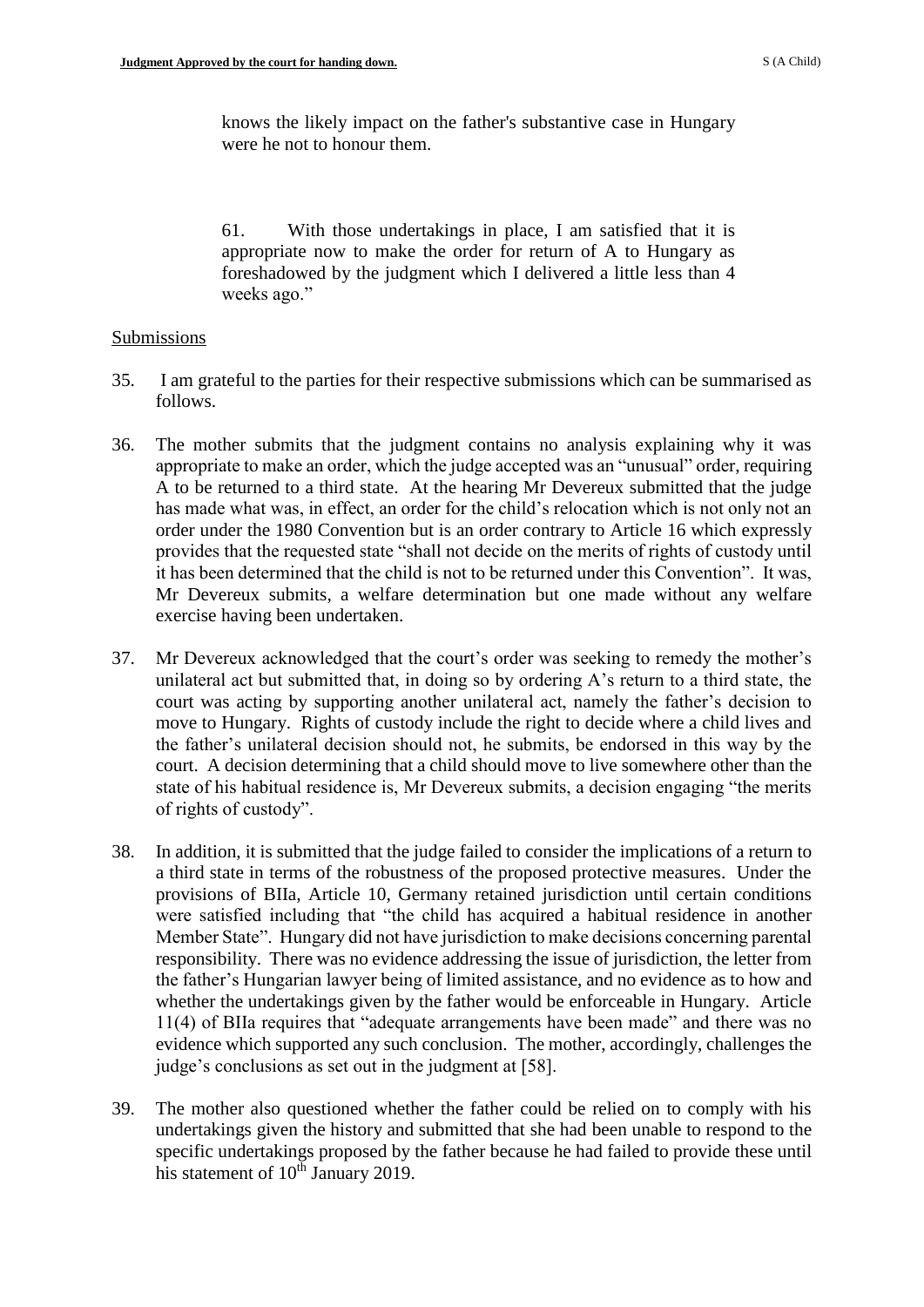> knows the likely impact on the father's substantive case in Hungary were he not to honour them.
>
> 61. With those undertakings in place, I am satisfied that it is appropriate now to make the order for return of A to Hungary as foreshadowed by the judgment which I delivered a little less than 4 weeks ago."

## Submissions

35. I am grateful to the parties for their respective submissions which can be summarised as follows.

36. The mother submits that the judgment contains no analysis explaining why it was appropriate to make an order, which the judge accepted was an "unusual" order, requiring A to be returned to a third state. At the hearing Mr Devereux submitted that the judge has made what was, in effect, an order for the child's relocation which is not only not an order under the 1980 Convention but is an order contrary to Article 16 which expressly provides that the requested state "shall not decide on the merits of rights of custody until it has been determined that the child is not to be returned under this Convention". It was, Mr Devereux submits, a welfare determination but one made without any welfare exercise having been undertaken.

37. Mr Devereux acknowledged that the court's order was seeking to remedy the mother's unilateral act but submitted that, in doing so by ordering A's return to a third state, the court was acting by supporting another unilateral act, namely the father's decision to move to Hungary. Rights of custody include the right to decide where a child lives and the father's unilateral decision should not, he submits, be endorsed in this way by the court. A decision determining that a child should move to live somewhere other than the state of his habitual residence is, Mr Devereux submits, a decision engaging "the merits of rights of custody".

38. In addition, it is submitted that the judge failed to consider the implications of a return to a third state in terms of the robustness of the proposed protective measures. Under the provisions of BIIa, Article 10, Germany retained jurisdiction until certain conditions were satisfied including that "the child has acquired a habitual residence in another Member State". Hungary did not have jurisdiction to make decisions concerning parental responsibility. There was no evidence addressing the issue of jurisdiction, the letter from the father's Hungarian lawyer being of limited assistance, and no evidence as to how and whether the undertakings given by the father would be enforceable in Hungary. Article 11(4) of BIIa requires that "adequate arrangements have been made" and there was no evidence which supported any such conclusion. The mother, accordingly, challenges the judge's conclusions as set out in the judgment at [58].

39. The mother also questioned whether the father could be relied on to comply with his undertakings given the history and submitted that she had been unable to respond to the specific undertakings proposed by the father because he had failed to provide these until his statement of 10th January 2019.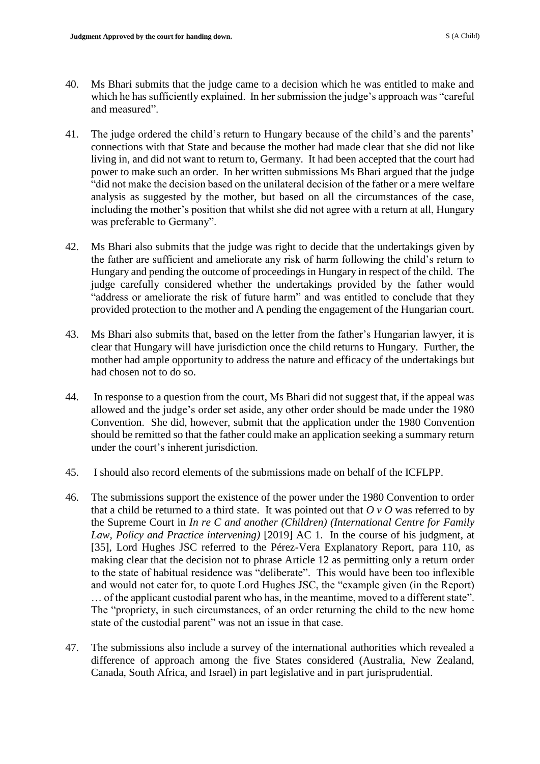40. Ms Bhari submits that the judge came to a decision which he was entitled to make and which he has sufficiently explained. In her submission the judge's approach was "careful and measured".

41. The judge ordered the child's return to Hungary because of the child's and the parents' connections with that State and because the mother had made clear that she did not like living in, and did not want to return to, Germany. It had been accepted that the court had power to make such an order. In her written submissions Ms Bhari argued that the judge "did not make the decision based on the unilateral decision of the father or a mere welfare analysis as suggested by the mother, but based on all the circumstances of the case, including the mother's position that whilst she did not agree with a return at all, Hungary was preferable to Germany".

42. Ms Bhari also submits that the judge was right to decide that the undertakings given by the father are sufficient and ameliorate any risk of harm following the child's return to Hungary and pending the outcome of proceedings in Hungary in respect of the child. The judge carefully considered whether the undertakings provided by the father would "address or ameliorate the risk of future harm" and was entitled to conclude that they provided protection to the mother and A pending the engagement of the Hungarian court.

43. Ms Bhari also submits that, based on the letter from the father's Hungarian lawyer, it is clear that Hungary will have jurisdiction once the child returns to Hungary. Further, the mother had ample opportunity to address the nature and efficacy of the undertakings but had chosen not to do so.

44. In response to a question from the court, Ms Bhari did not suggest that, if the appeal was allowed and the judge's order set aside, any other order should be made under the 1980 Convention. She did, however, submit that the application under the 1980 Convention should be remitted so that the father could make an application seeking a summary return under the court's inherent jurisdiction.

45. I should also record elements of the submissions made on behalf of the ICFLPP.

46. The submissions support the existence of the power under the 1980 Convention to order that a child be returned to a third state. It was pointed out that *O v O* was referred to by the Supreme Court in *In re C and another (Children) (International Centre for Family Law, Policy and Practice intervening)* [2019] AC 1. In the course of his judgment, at [35], Lord Hughes JSC referred to the Pérez-Vera Explanatory Report, para 110, as making clear that the decision not to phrase Article 12 as permitting only a return order to the state of habitual residence was "deliberate". This would have been too inflexible and would not cater for, to quote Lord Hughes JSC, the "example given (in the Report) … of the applicant custodial parent who has, in the meantime, moved to a different state". The "propriety, in such circumstances, of an order returning the child to the new home state of the custodial parent" was not an issue in that case.

47. The submissions also include a survey of the international authorities which revealed a difference of approach among the five States considered (Australia, New Zealand, Canada, South Africa, and Israel) in part legislative and in part jurisprudential.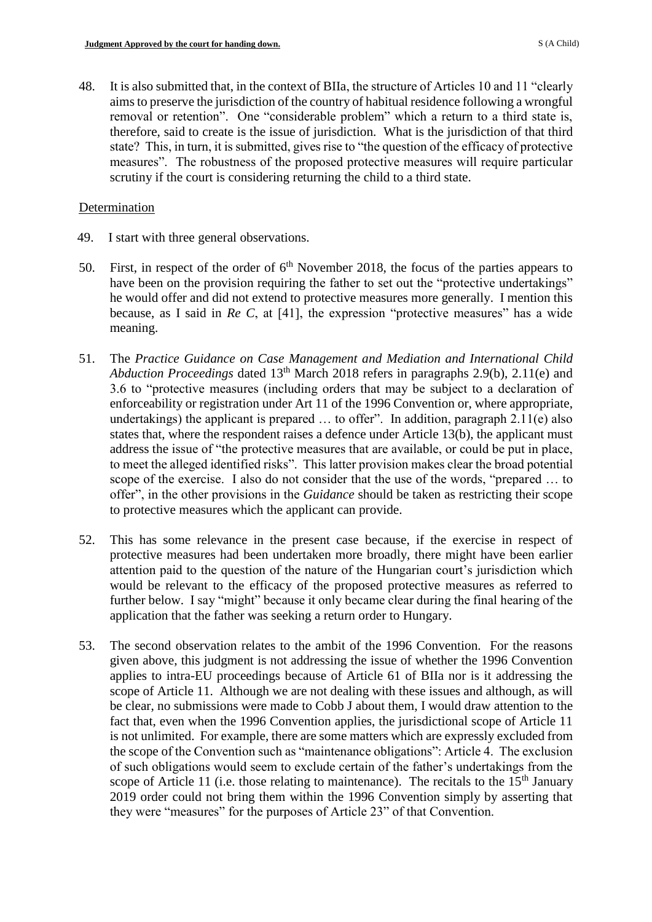48. It is also submitted that, in the context of BIIa, the structure of Articles 10 and 11 "clearly aims to preserve the jurisdiction of the country of habitual residence following a wrongful removal or retention". One "considerable problem" which a return to a third state is, therefore, said to create is the issue of jurisdiction. What is the jurisdiction of that third state? This, in turn, it is submitted, gives rise to "the question of the efficacy of protective measures". The robustness of the proposed protective measures will require particular scrutiny if the court is considering returning the child to a third state.

Determination

49. I start with three general observations.

50. First, in respect of the order of 6th November 2018, the focus of the parties appears to have been on the provision requiring the father to set out the "protective undertakings" he would offer and did not extend to protective measures more generally. I mention this because, as I said in *Re C*, at [41], the expression "protective measures" has a wide meaning.

51. The *Practice Guidance on Case Management and Mediation and International Child Abduction Proceedings* dated 13th March 2018 refers in paragraphs 2.9(b), 2.11(e) and 3.6 to "protective measures (including orders that may be subject to a declaration of enforceability or registration under Art 11 of the 1996 Convention or, where appropriate, undertakings) the applicant is prepared … to offer". In addition, paragraph 2.11(e) also states that, where the respondent raises a defence under Article 13(b), the applicant must address the issue of "the protective measures that are available, or could be put in place, to meet the alleged identified risks". This latter provision makes clear the broad potential scope of the exercise. I also do not consider that the use of the words, "prepared … to offer", in the other provisions in the *Guidance* should be taken as restricting their scope to protective measures which the applicant can provide.

52. This has some relevance in the present case because, if the exercise in respect of protective measures had been undertaken more broadly, there might have been earlier attention paid to the question of the nature of the Hungarian court's jurisdiction which would be relevant to the efficacy of the proposed protective measures as referred to further below. I say "might" because it only became clear during the final hearing of the application that the father was seeking a return order to Hungary.

53. The second observation relates to the ambit of the 1996 Convention. For the reasons given above, this judgment is not addressing the issue of whether the 1996 Convention applies to intra-EU proceedings because of Article 61 of BIIa nor is it addressing the scope of Article 11. Although we are not dealing with these issues and although, as will be clear, no submissions were made to Cobb J about them, I would draw attention to the fact that, even when the 1996 Convention applies, the jurisdictional scope of Article 11 is not unlimited. For example, there are some matters which are expressly excluded from the scope of the Convention such as "maintenance obligations": Article 4. The exclusion of such obligations would seem to exclude certain of the father's undertakings from the scope of Article 11 (i.e. those relating to maintenance). The recitals to the 15th January 2019 order could not bring them within the 1996 Convention simply by asserting that they were "measures" for the purposes of Article 23" of that Convention.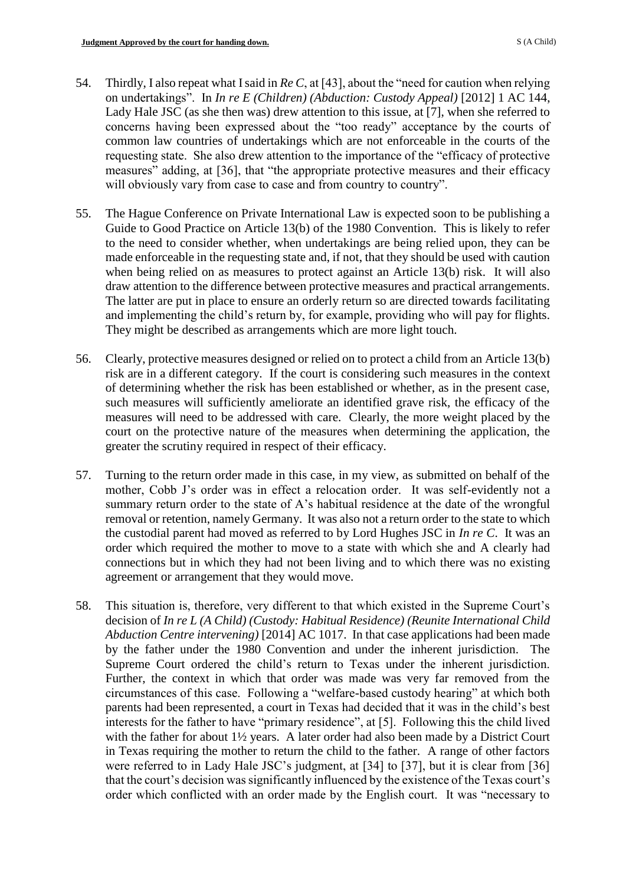54. Thirdly, I also repeat what I said in *Re C*, at [43], about the "need for caution when relying on undertakings". In *In re E (Children) (Abduction: Custody Appeal)* [2012] 1 AC 144, Lady Hale JSC (as she then was) drew attention to this issue, at [7], when she referred to concerns having been expressed about the "too ready" acceptance by the courts of common law countries of undertakings which are not enforceable in the courts of the requesting state. She also drew attention to the importance of the "efficacy of protective measures" adding, at [36], that "the appropriate protective measures and their efficacy will obviously vary from case to case and from country to country".

55. The Hague Conference on Private International Law is expected soon to be publishing a Guide to Good Practice on Article 13(b) of the 1980 Convention. This is likely to refer to the need to consider whether, when undertakings are being relied upon, they can be made enforceable in the requesting state and, if not, that they should be used with caution when being relied on as measures to protect against an Article 13(b) risk. It will also draw attention to the difference between protective measures and practical arrangements. The latter are put in place to ensure an orderly return so are directed towards facilitating and implementing the child's return by, for example, providing who will pay for flights. They might be described as arrangements which are more light touch.

56. Clearly, protective measures designed or relied on to protect a child from an Article 13(b) risk are in a different category. If the court is considering such measures in the context of determining whether the risk has been established or whether, as in the present case, such measures will sufficiently ameliorate an identified grave risk, the efficacy of the measures will need to be addressed with care. Clearly, the more weight placed by the court on the protective nature of the measures when determining the application, the greater the scrutiny required in respect of their efficacy.

57. Turning to the return order made in this case, in my view, as submitted on behalf of the mother, Cobb J's order was in effect a relocation order. It was self-evidently not a summary return order to the state of A's habitual residence at the date of the wrongful removal or retention, namely Germany. It was also not a return order to the state to which the custodial parent had moved as referred to by Lord Hughes JSC in *In re C*. It was an order which required the mother to move to a state with which she and A clearly had connections but in which they had not been living and to which there was no existing agreement or arrangement that they would move.

58. This situation is, therefore, very different to that which existed in the Supreme Court's decision of *In re L (A Child) (Custody: Habitual Residence) (Reunite International Child Abduction Centre intervening)* [2014] AC 1017. In that case applications had been made by the father under the 1980 Convention and under the inherent jurisdiction. The Supreme Court ordered the child's return to Texas under the inherent jurisdiction. Further, the context in which that order was made was very far removed from the circumstances of this case. Following a "welfare-based custody hearing" at which both parents had been represented, a court in Texas had decided that it was in the child's best interests for the father to have "primary residence", at [5]. Following this the child lived with the father for about 1½ years. A later order had also been made by a District Court in Texas requiring the mother to return the child to the father. A range of other factors were referred to in Lady Hale JSC's judgment, at [34] to [37], but it is clear from [36] that the court's decision was significantly influenced by the existence of the Texas court's order which conflicted with an order made by the English court. It was "necessary to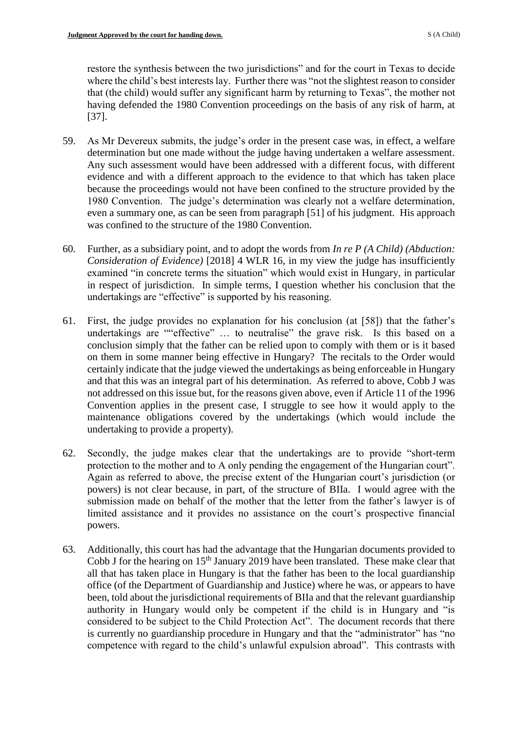restore the synthesis between the two jurisdictions" and for the court in Texas to decide where the child's best interests lay. Further there was "not the slightest reason to consider that (the child) would suffer any significant harm by returning to Texas", the mother not having defended the 1980 Convention proceedings on the basis of any risk of harm, at [37].

59. As Mr Devereux submits, the judge's order in the present case was, in effect, a welfare determination but one made without the judge having undertaken a welfare assessment. Any such assessment would have been addressed with a different focus, with different evidence and with a different approach to the evidence to that which has taken place because the proceedings would not have been confined to the structure provided by the 1980 Convention. The judge's determination was clearly not a welfare determination, even a summary one, as can be seen from paragraph [51] of his judgment. His approach was confined to the structure of the 1980 Convention.

60. Further, as a subsidiary point, and to adopt the words from *In re P (A Child) (Abduction: Consideration of Evidence)* [2018] 4 WLR 16, in my view the judge has insufficiently examined "in concrete terms the situation" which would exist in Hungary, in particular in respect of jurisdiction. In simple terms, I question whether his conclusion that the undertakings are "effective" is supported by his reasoning.

61. First, the judge provides no explanation for his conclusion (at [58]) that the father's undertakings are ""effective" … to neutralise" the grave risk. Is this based on a conclusion simply that the father can be relied upon to comply with them or is it based on them in some manner being effective in Hungary? The recitals to the Order would certainly indicate that the judge viewed the undertakings as being enforceable in Hungary and that this was an integral part of his determination. As referred to above, Cobb J was not addressed on this issue but, for the reasons given above, even if Article 11 of the 1996 Convention applies in the present case, I struggle to see how it would apply to the maintenance obligations covered by the undertakings (which would include the undertaking to provide a property).

62. Secondly, the judge makes clear that the undertakings are to provide "short-term protection to the mother and to A only pending the engagement of the Hungarian court". Again as referred to above, the precise extent of the Hungarian court's jurisdiction (or powers) is not clear because, in part, of the structure of BIIa. I would agree with the submission made on behalf of the mother that the letter from the father's lawyer is of limited assistance and it provides no assistance on the court's prospective financial powers.

63. Additionally, this court has had the advantage that the Hungarian documents provided to Cobb J for the hearing on 15th January 2019 have been translated. These make clear that all that has taken place in Hungary is that the father has been to the local guardianship office (of the Department of Guardianship and Justice) where he was, or appears to have been, told about the jurisdictional requirements of BIIa and that the relevant guardianship authority in Hungary would only be competent if the child is in Hungary and "is considered to be subject to the Child Protection Act". The document records that there is currently no guardianship procedure in Hungary and that the "administrator" has "no competence with regard to the child's unlawful expulsion abroad". This contrasts with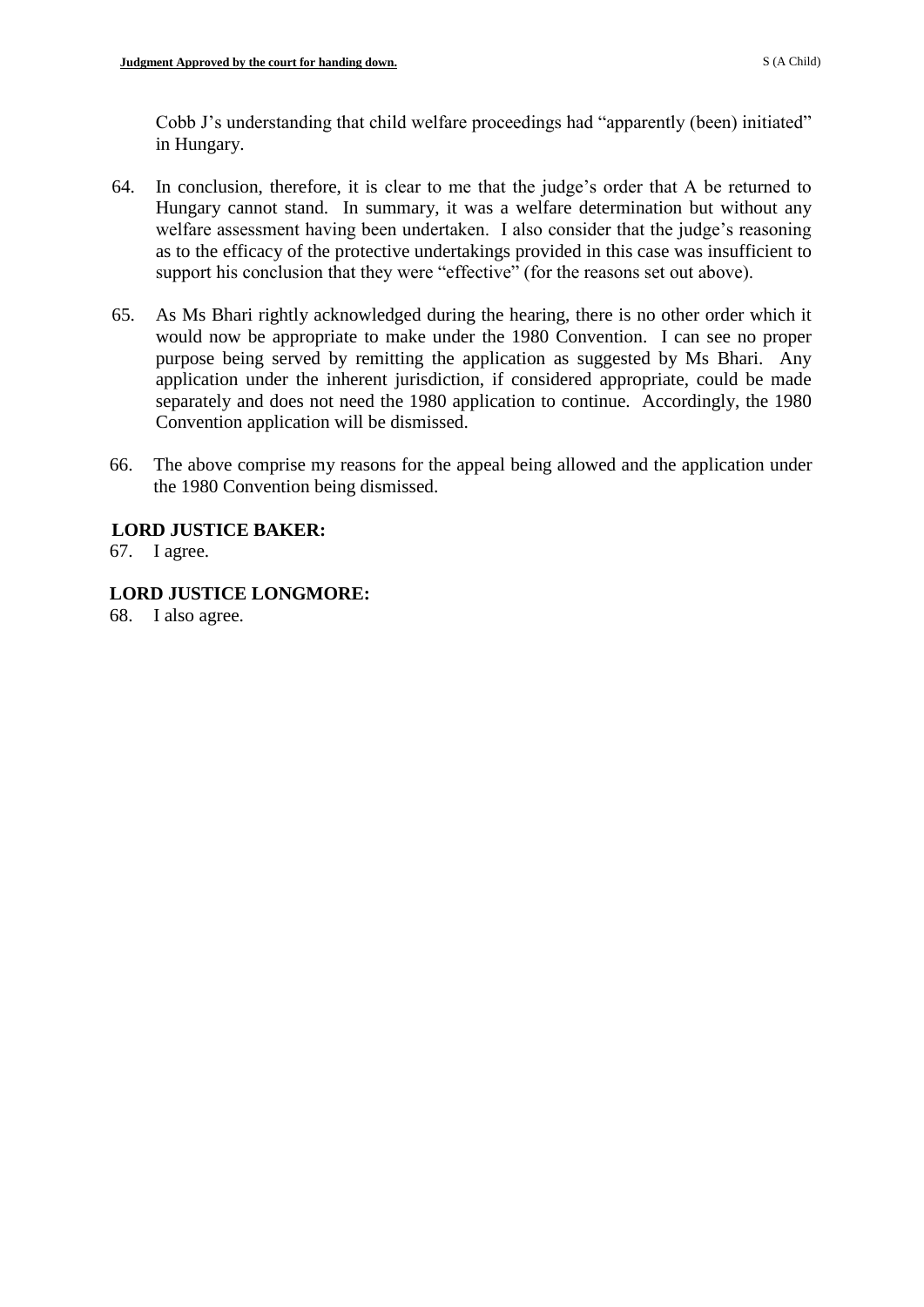Cobb J's understanding that child welfare proceedings had "apparently (been) initiated" in Hungary.

64. In conclusion, therefore, it is clear to me that the judge's order that A be returned to Hungary cannot stand. In summary, it was a welfare determination but without any welfare assessment having been undertaken. I also consider that the judge's reasoning as to the efficacy of the protective undertakings provided in this case was insufficient to support his conclusion that they were "effective" (for the reasons set out above).

65. As Ms Bhari rightly acknowledged during the hearing, there is no other order which it would now be appropriate to make under the 1980 Convention. I can see no proper purpose being served by remitting the application as suggested by Ms Bhari. Any application under the inherent jurisdiction, if considered appropriate, could be made separately and does not need the 1980 application to continue. Accordingly, the 1980 Convention application will be dismissed.

66. The above comprise my reasons for the appeal being allowed and the application under the 1980 Convention being dismissed.

**LORD JUSTICE BAKER:**

67. I agree.

**LORD JUSTICE LONGMORE:**

68. I also agree.